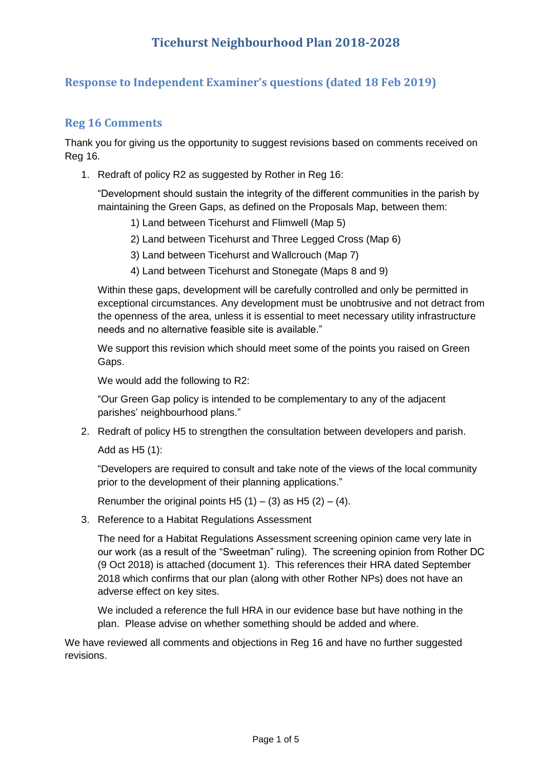# Ticehurst Neighbourhood Plan 2018-2028

## Response to Independent Examiner's questions (dated 18 Feb 2019)

## Reg 16 Comments

Thank you for giving us the opportunity to suggest revisions based on comments received on Reg 16.

1. Redraft of policy R2 as suggested by Rother in Reg 16:

   "Development should sustain the integrity of the different communities in the parish by maintaining the Green Gaps, as defined on the Proposals Map, between them:

   1) Land between Ticehurst and Flimwell (Map 5)

   2) Land between Ticehurst and Three Legged Cross (Map 6)

   3) Land between Ticehurst and Wallcrouch (Map 7)

   4) Land between Ticehurst and Stonegate (Maps 8 and 9)

   Within these gaps, development will be carefully controlled and only be permitted in exceptional circumstances. Any development must be unobtrusive and not detract from the openness of the area, unless it is essential to meet necessary utility infrastructure needs and no alternative feasible site is available."

   We support this revision which should meet some of the points you raised on Green Gaps.

   We would add the following to R2:

   "Our Green Gap policy is intended to be complementary to any of the adjacent parishes' neighbourhood plans."

2. Redraft of policy H5 to strengthen the consultation between developers and parish.

   Add as H5 (1):

   "Developers are required to consult and take note of the views of the local community prior to the development of their planning applications."

   Renumber the original points H5 (1) – (3) as H5 (2) – (4).

3. Reference to a Habitat Regulations Assessment

   The need for a Habitat Regulations Assessment screening opinion came very late in our work (as a result of the "Sweetman" ruling). The screening opinion from Rother DC (9 Oct 2018) is attached (document 1). This references their HRA dated September 2018 which confirms that our plan (along with other Rother NPs) does not have an adverse effect on key sites.

   We included a reference the full HRA in our evidence base but have nothing in the plan. Please advise on whether something should be added and where.

We have reviewed all comments and objections in Reg 16 and have no further suggested revisions.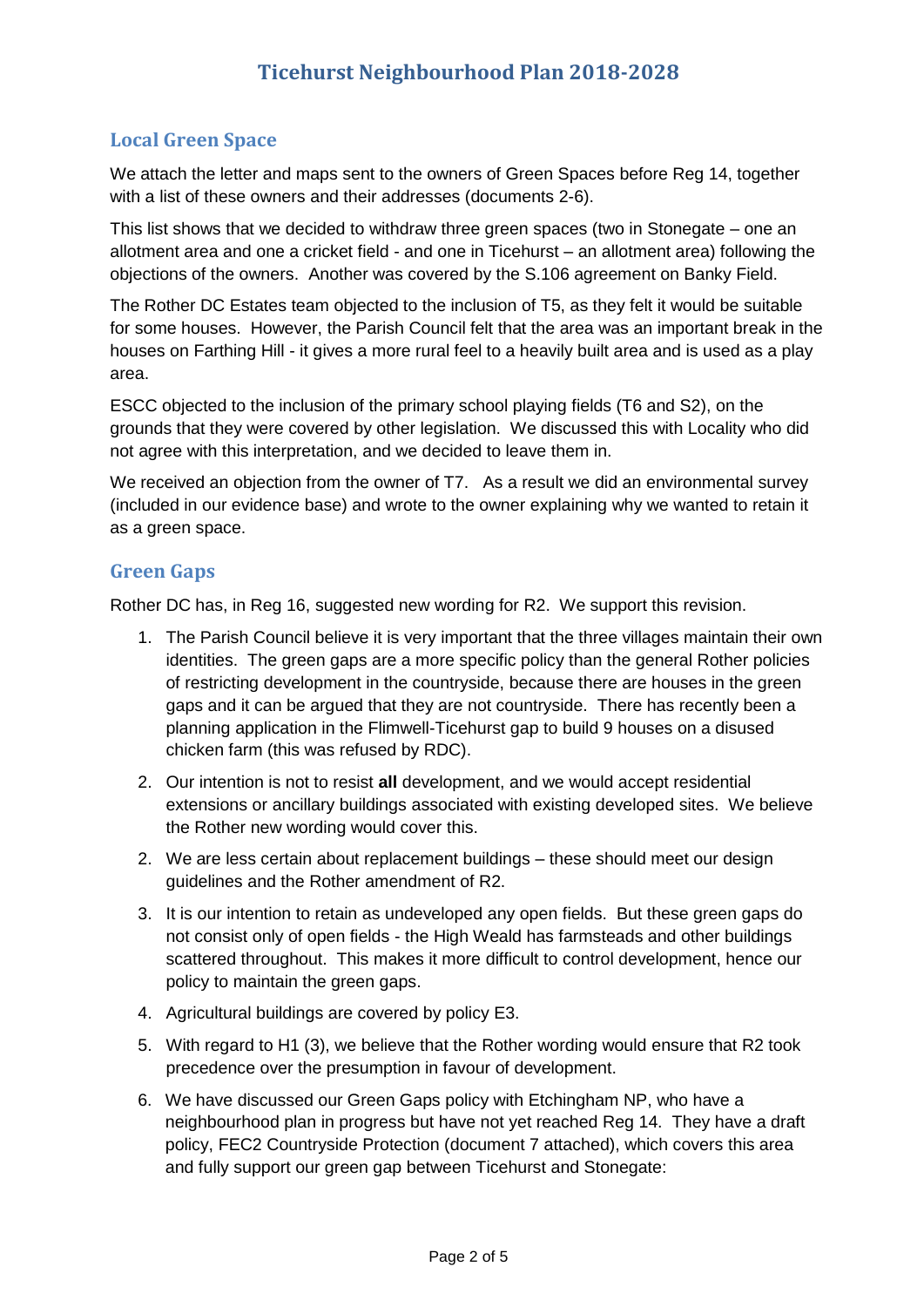## Local Green Space

We attach the letter and maps sent to the owners of Green Spaces before Reg 14, together with a list of these owners and their addresses (documents 2-6).

This list shows that we decided to withdraw three green spaces (two in Stonegate – one an allotment area and one a cricket field - and one in Ticehurst – an allotment area) following the objections of the owners. Another was covered by the S.106 agreement on Banky Field.

The Rother DC Estates team objected to the inclusion of T5, as they felt it would be suitable for some houses. However, the Parish Council felt that the area was an important break in the houses on Farthing Hill - it gives a more rural feel to a heavily built area and is used as a play area.

ESCC objected to the inclusion of the primary school playing fields (T6 and S2), on the grounds that they were covered by other legislation. We discussed this with Locality who did not agree with this interpretation, and we decided to leave them in.

We received an objection from the owner of T7. As a result we did an environmental survey (included in our evidence base) and wrote to the owner explaining why we wanted to retain it as a green space.

## Green Gaps

Rother DC has, in Reg 16, suggested new wording for R2. We support this revision.

1. The Parish Council believe it is very important that the three villages maintain their own identities. The green gaps are a more specific policy than the general Rother policies of restricting development in the countryside, because there are houses in the green gaps and it can be argued that they are not countryside. There has recently been a planning application in the Flimwell-Ticehurst gap to build 9 houses on a disused chicken farm (this was refused by RDC).
2. Our intention is not to resist **all** development, and we would accept residential extensions or ancillary buildings associated with existing developed sites. We believe the Rother new wording would cover this.
2. We are less certain about replacement buildings – these should meet our design guidelines and the Rother amendment of R2.
3. It is our intention to retain as undeveloped any open fields. But these green gaps do not consist only of open fields - the High Weald has farmsteads and other buildings scattered throughout. This makes it more difficult to control development, hence our policy to maintain the green gaps.
4. Agricultural buildings are covered by policy E3.
5. With regard to H1 (3), we believe that the Rother wording would ensure that R2 took precedence over the presumption in favour of development.
6. We have discussed our Green Gaps policy with Etchingham NP, who have a neighbourhood plan in progress but have not yet reached Reg 14. They have a draft policy, FEC2 Countryside Protection (document 7 attached), which covers this area and fully support our green gap between Ticehurst and Stonegate: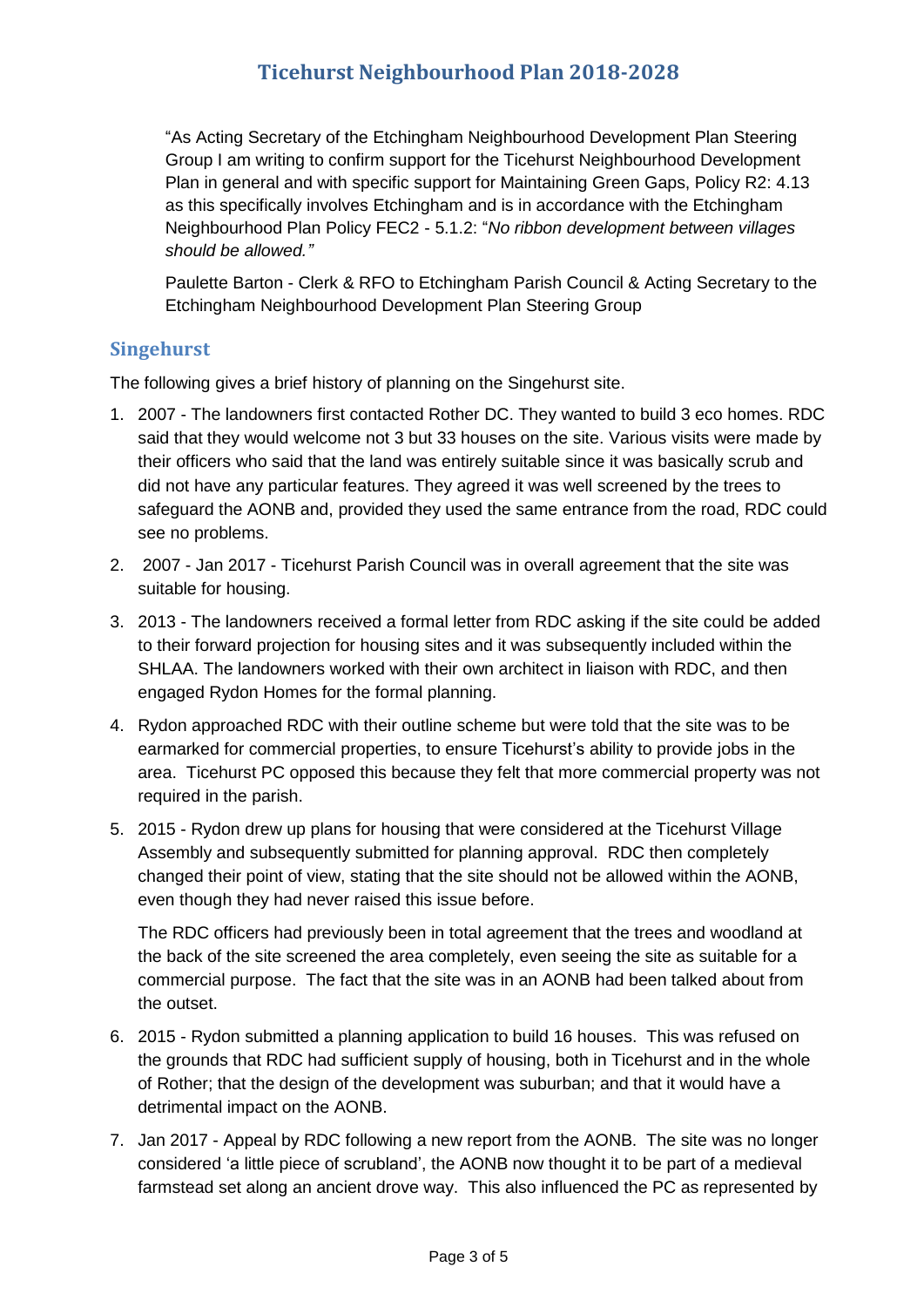"As Acting Secretary of the Etchingham Neighbourhood Development Plan Steering Group I am writing to confirm support for the Ticehurst Neighbourhood Development Plan in general and with specific support for Maintaining Green Gaps, Policy R2: 4.13 as this specifically involves Etchingham and is in accordance with the Etchingham Neighbourhood Plan Policy FEC2 - 5.1.2: "*No ribbon development between villages should be allowed."*

Paulette Barton - Clerk & RFO to Etchingham Parish Council & Acting Secretary to the Etchingham Neighbourhood Development Plan Steering Group

## Singehurst

The following gives a brief history of planning on the Singehurst site.

1. 2007 - The landowners first contacted Rother DC. They wanted to build 3 eco homes. RDC said that they would welcome not 3 but 33 houses on the site. Various visits were made by their officers who said that the land was entirely suitable since it was basically scrub and did not have any particular features. They agreed it was well screened by the trees to safeguard the AONB and, provided they used the same entrance from the road, RDC could see no problems.
2. 2007 - Jan 2017 - Ticehurst Parish Council was in overall agreement that the site was suitable for housing.
3. 2013 - The landowners received a formal letter from RDC asking if the site could be added to their forward projection for housing sites and it was subsequently included within the SHLAA. The landowners worked with their own architect in liaison with RDC, and then engaged Rydon Homes for the formal planning.
4. Rydon approached RDC with their outline scheme but were told that the site was to be earmarked for commercial properties, to ensure Ticehurst's ability to provide jobs in the area. Ticehurst PC opposed this because they felt that more commercial property was not required in the parish.
5. 2015 - Rydon drew up plans for housing that were considered at the Ticehurst Village Assembly and subsequently submitted for planning approval. RDC then completely changed their point of view, stating that the site should not be allowed within the AONB, even though they had never raised this issue before.

   The RDC officers had previously been in total agreement that the trees and woodland at the back of the site screened the area completely, even seeing the site as suitable for a commercial purpose. The fact that the site was in an AONB had been talked about from the outset.
6. 2015 - Rydon submitted a planning application to build 16 houses. This was refused on the grounds that RDC had sufficient supply of housing, both in Ticehurst and in the whole of Rother; that the design of the development was suburban; and that it would have a detrimental impact on the AONB.
7. Jan 2017 - Appeal by RDC following a new report from the AONB. The site was no longer considered 'a little piece of scrubland', the AONB now thought it to be part of a medieval farmstead set along an ancient drove way. This also influenced the PC as represented by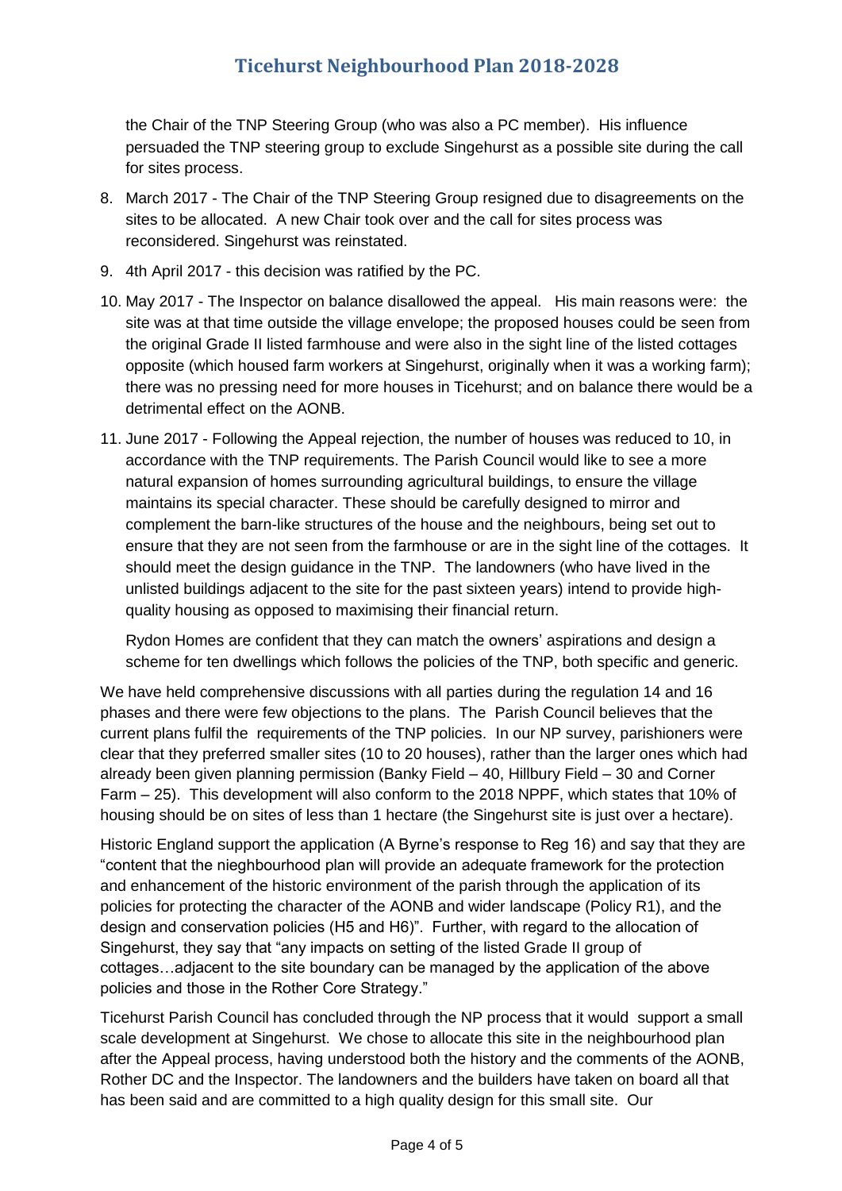the Chair of the TNP Steering Group (who was also a PC member). His influence persuaded the TNP steering group to exclude Singehurst as a possible site during the call for sites process.

8. March 2017 - The Chair of the TNP Steering Group resigned due to disagreements on the sites to be allocated. A new Chair took over and the call for sites process was reconsidered. Singehurst was reinstated.
9. 4th April 2017 - this decision was ratified by the PC.
10. May 2017 - The Inspector on balance disallowed the appeal. His main reasons were: the site was at that time outside the village envelope; the proposed houses could be seen from the original Grade II listed farmhouse and were also in the sight line of the listed cottages opposite (which housed farm workers at Singehurst, originally when it was a working farm); there was no pressing need for more houses in Ticehurst; and on balance there would be a detrimental effect on the AONB.
11. June 2017 - Following the Appeal rejection, the number of houses was reduced to 10, in accordance with the TNP requirements. The Parish Council would like to see a more natural expansion of homes surrounding agricultural buildings, to ensure the village maintains its special character. These should be carefully designed to mirror and complement the barn-like structures of the house and the neighbours, being set out to ensure that they are not seen from the farmhouse or are in the sight line of the cottages. It should meet the design guidance in the TNP. The landowners (who have lived in the unlisted buildings adjacent to the site for the past sixteen years) intend to provide high-quality housing as opposed to maximising their financial return.

   Rydon Homes are confident that they can match the owners' aspirations and design a scheme for ten dwellings which follows the policies of the TNP, both specific and generic.

We have held comprehensive discussions with all parties during the regulation 14 and 16 phases and there were few objections to the plans. The Parish Council believes that the current plans fulfil the requirements of the TNP policies. In our NP survey, parishioners were clear that they preferred smaller sites (10 to 20 houses), rather than the larger ones which had already been given planning permission (Banky Field – 40, Hillbury Field – 30 and Corner Farm – 25). This development will also conform to the 2018 NPPF, which states that 10% of housing should be on sites of less than 1 hectare (the Singehurst site is just over a hectare).

Historic England support the application (A Byrne's response to Reg 16) and say that they are "content that the nieghbourhood plan will provide an adequate framework for the protection and enhancement of the historic environment of the parish through the application of its policies for protecting the character of the AONB and wider landscape (Policy R1), and the design and conservation policies (H5 and H6)". Further, with regard to the allocation of Singehurst, they say that "any impacts on setting of the listed Grade II group of cottages…adjacent to the site boundary can be managed by the application of the above policies and those in the Rother Core Strategy."

Ticehurst Parish Council has concluded through the NP process that it would support a small scale development at Singehurst. We chose to allocate this site in the neighbourhood plan after the Appeal process, having understood both the history and the comments of the AONB, Rother DC and the Inspector. The landowners and the builders have taken on board all that has been said and are committed to a high quality design for this small site. Our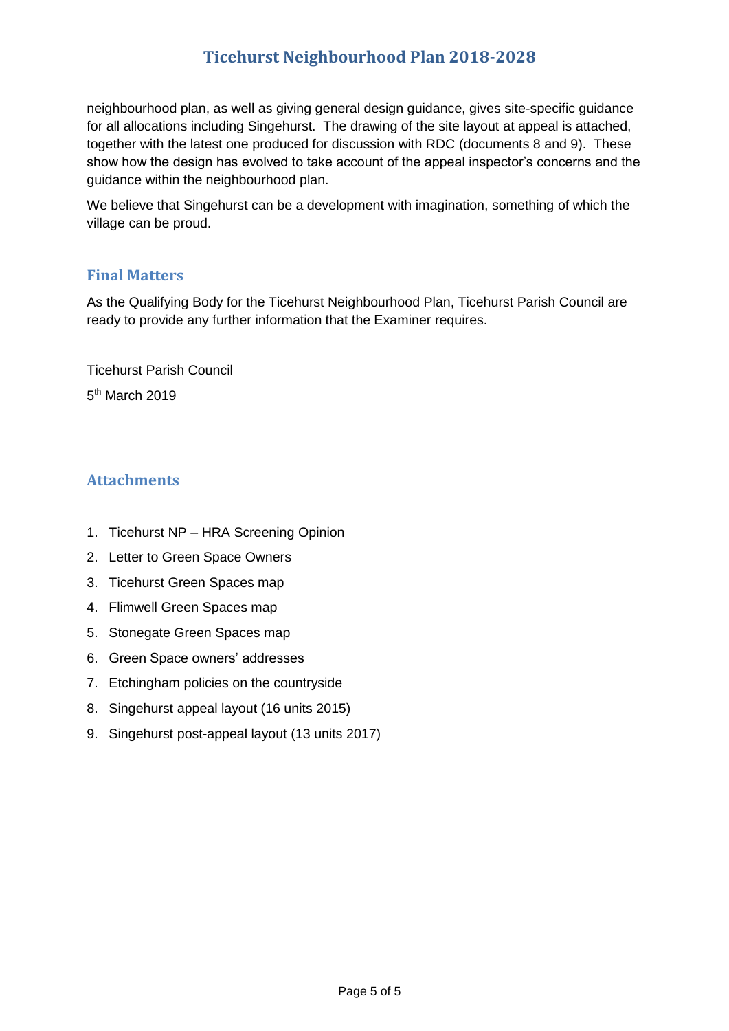neighbourhood plan, as well as giving general design guidance, gives site-specific guidance for all allocations including Singehurst. The drawing of the site layout at appeal is attached, together with the latest one produced for discussion with RDC (documents 8 and 9). These show how the design has evolved to take account of the appeal inspector's concerns and the guidance within the neighbourhood plan.

We believe that Singehurst can be a development with imagination, something of which the village can be proud.

## Final Matters

As the Qualifying Body for the Ticehurst Neighbourhood Plan, Ticehurst Parish Council are ready to provide any further information that the Examiner requires.

Ticehurst Parish Council

5th March 2019

## Attachments

1. Ticehurst NP – HRA Screening Opinion
2. Letter to Green Space Owners
3. Ticehurst Green Spaces map
4. Flimwell Green Spaces map
5. Stonegate Green Spaces map
6. Green Space owners' addresses
7. Etchingham policies on the countryside
8. Singehurst appeal layout (16 units 2015)
9. Singehurst post-appeal layout (13 units 2017)